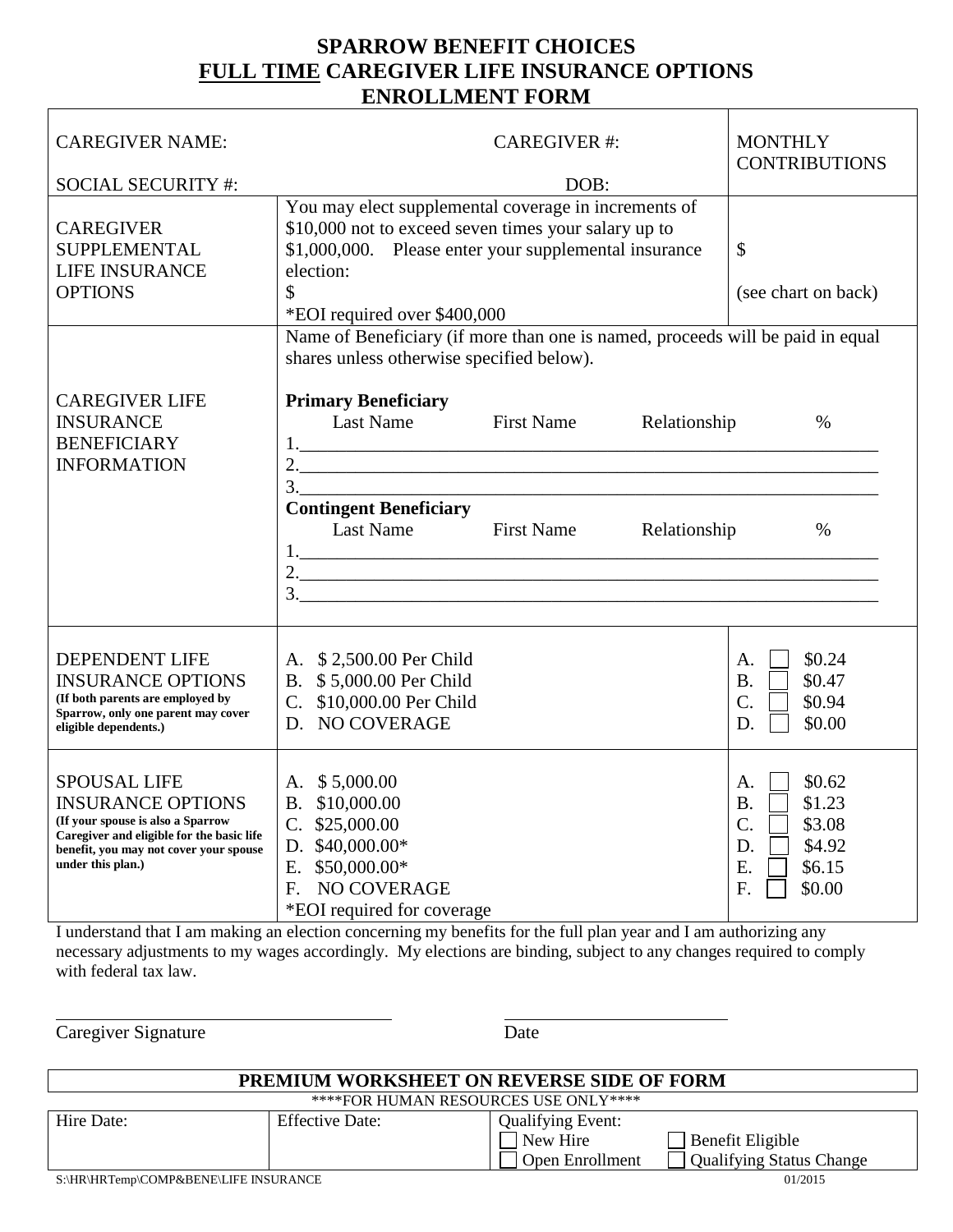# SPARROW BENEFIT CHOICES

## FULL TIME CAREGIVER LIFE INSURANCE OPTIONS ENROLLMENT FORM

| CAREGIVER NAME: <br> SOCIAL SECURITY #: | CAREGIVER #: <br> DOB: | MONTHLY CONTRIBUTIONS |
|---|---|---|
| CAREGIVER SUPPLEMENTAL LIFE INSURANCE OPTIONS | You may elect supplemental coverage in increments of $10,000 not to exceed seven times your salary up to $1,000,000. Please enter your supplemental insurance election: <br> $ <br> *EOI required over $400,000 | $ <br> (see chart on back) |
| CAREGIVER LIFE INSURANCE BENEFICIARY INFORMATION | Name of Beneficiary (if more than one is named, proceeds will be paid in equal shares unless otherwise specified below). <br><br> **Primary Beneficiary** <br> Last Name First Name Relationship % <br> 1.\_\_\_\_\_\_\_\_\_\_ <br> 2.\_\_\_\_\_\_\_\_\_\_ <br> 3.\_\_\_\_\_\_\_\_\_\_ <br> **Contingent Beneficiary** <br> Last Name First Name Relationship % <br> 1.\_\_\_\_\_\_\_\_\_\_ <br> 2.\_\_\_\_\_\_\_\_\_\_ <br> 3.\_\_\_\_\_\_\_\_\_\_ | |
| DEPENDENT LIFE INSURANCE OPTIONS <br> **(If both parents are employed by Sparrow, only one parent may cover eligible dependents.)** | A. $ 2,500.00 Per Child <br> B. $ 5,000.00 Per Child <br> C. $10,000.00 Per Child <br> D. NO COVERAGE | A. ☐ $0.24 <br> B. ☐ $0.47 <br> C. ☐ $0.94 <br> D. ☐ $0.00 |
| SPOUSAL LIFE INSURANCE OPTIONS <br> **(If your spouse is also a Sparrow Caregiver and eligible for the basic life benefit, you may not cover your spouse under this plan.)** | A. $ 5,000.00 <br> B. $10,000.00 <br> C. $25,000.00 <br> D. $40,000.00* <br> E. $50,000.00* <br> F. NO COVERAGE <br> *EOI required for coverage | A. ☐ $0.62 <br> B. ☐ $1.23 <br> C. ☐ $3.08 <br> D. ☐ $4.92 <br> E. ☐ $6.15 <br> F. ☐ $0.00 |

I understand that I am making an election concerning my benefits for the full plan year and I am authorizing any necessary adjustments to my wages accordingly. My elections are binding, subject to any changes required to comply with federal tax law.

\_\_\_\_\_\_\_\_\_\_\_\_\_\_\_\_\_\_\_\_ \_\_\_\_\_\_\_\_\_\_\_\_\_\_\_\_

Caregiver Signature Date

**PREMIUM WORKSHEET ON REVERSE SIDE OF FORM**

****FOR HUMAN RESOURCES USE ONLY****

| Hire Date: | Effective Date: | Qualifying Event: <br> ☐ New Hire ☐ Benefit Eligible <br> ☐ Open Enrollment ☐ Qualifying Status Change |
|---|---|---|

S:\HR\HRTemp\COMP&BENE\LIFE INSURANCE 01/2015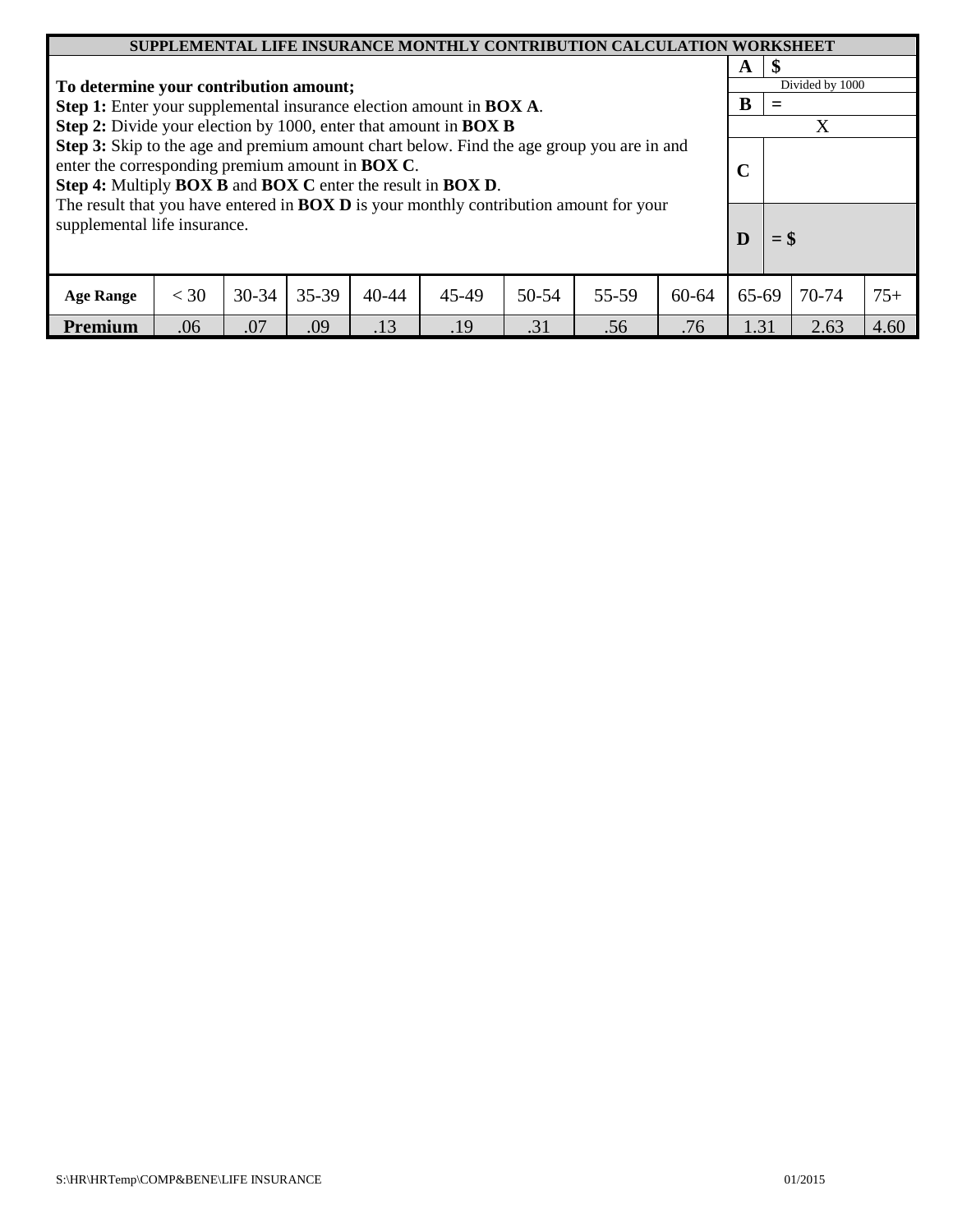## SUPPLEMENTAL LIFE INSURANCE MONTHLY CONTRIBUTION CALCULATION WORKSHEET

**To determine your contribution amount;**

**Step 1:** Enter your supplemental insurance election amount in **BOX A**.

**Step 2:** Divide your election by 1000, enter that amount in **BOX B**

**Step 3:** Skip to the age and premium amount chart below. Find the age group you are in and enter the corresponding premium amount in **BOX C**.

**Step 4:** Multiply **BOX B** and **BOX C** enter the result in **BOX D**.

The result that you have entered in **BOX D** is your monthly contribution amount for your supplemental life insurance.

| | |
|---|---|
| **A** | $ |
| Divided by 1000 | |
| **B** | = |
| X | |
| **C** | |
| **D** | = $ |

| **Age Range** | < 30 | 30-34 | 35-39 | 40-44 | 45-49 | 50-54 | 55-59 | 60-64 | 65-69 | 70-74 | 75+ |
|---|---|---|---|---|---|---|---|---|---|---|---|
| **Premium** | .06 | .07 | .09 | .13 | .19 | .31 | .56 | .76 | 1.31 | 2.63 | 4.60 |

S:\HR\HRTemp\COMP&BENE\LIFE INSURANCE 01/2015